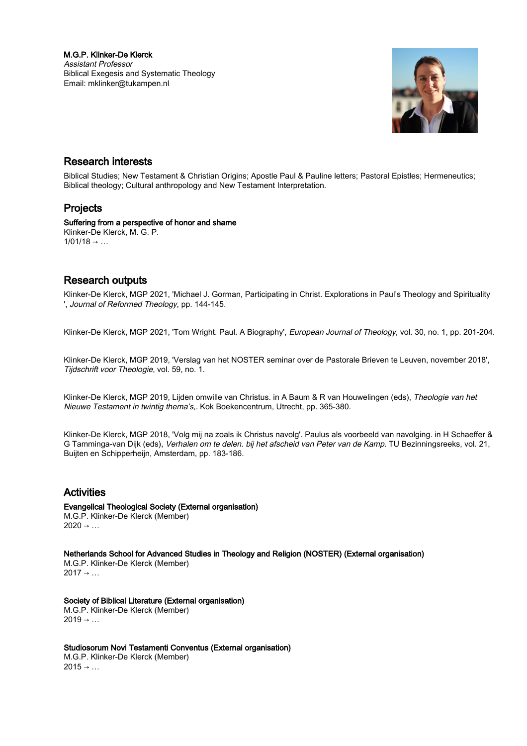**M.G.P. Klinker-De Klerck**
*Assistant Professor*
Biblical Exegesis and Systematic Theology
Email: mklinker@tukampen.nl

## Research interests

Biblical Studies; New Testament & Christian Origins; Apostle Paul & Pauline letters; Pastoral Epistles; Hermeneutics; Biblical theology; Cultural anthropology and New Testament Interpretation.

## Projects

**Suffering from a perspective of honor and shame**
Klinker-De Klerck, M. G. P.
1/01/18 → …

## Research outputs

Klinker-De Klerck, MGP 2021, 'Michael J. Gorman, Participating in Christ. Explorations in Paul's Theology and Spirituality ', *Journal of Reformed Theology*, pp. 144-145.

Klinker-De Klerck, MGP 2021, 'Tom Wright. Paul. A Biography', *European Journal of Theology*, vol. 30, no. 1, pp. 201-204.

Klinker-De Klerck, MGP 2019, 'Verslag van het NOSTER seminar over de Pastorale Brieven te Leuven, november 2018', *Tijdschrift voor Theologie*, vol. 59, no. 1.

Klinker-De Klerck, MGP 2019, Lijden omwille van Christus. in A Baum & R van Houwelingen (eds), *Theologie van het Nieuwe Testament in twintig thema's,*. Kok Boekencentrum, Utrecht, pp. 365-380.

Klinker-De Klerck, MGP 2018, 'Volg mij na zoals ik Christus navolg'. Paulus als voorbeeld van navolging. in H Schaeffer & G Tamminga-van Dijk (eds), *Verhalen om te delen. bij het afscheid van Peter van de Kamp.* TU Bezinningsreeks, vol. 21, Buijten en Schipperheijn, Amsterdam, pp. 183-186.

## Activities

**Evangelical Theological Society (External organisation)**
M.G.P. Klinker-De Klerck (Member)
2020 → …

**Netherlands School for Advanced Studies in Theology and Religion (NOSTER) (External organisation)**
M.G.P. Klinker-De Klerck (Member)
2017 → …

**Society of Biblical Literature (External organisation)**
M.G.P. Klinker-De Klerck (Member)
2019 → …

**Studiosorum Novi Testamenti Conventus (External organisation)**
M.G.P. Klinker-De Klerck (Member)
2015 → …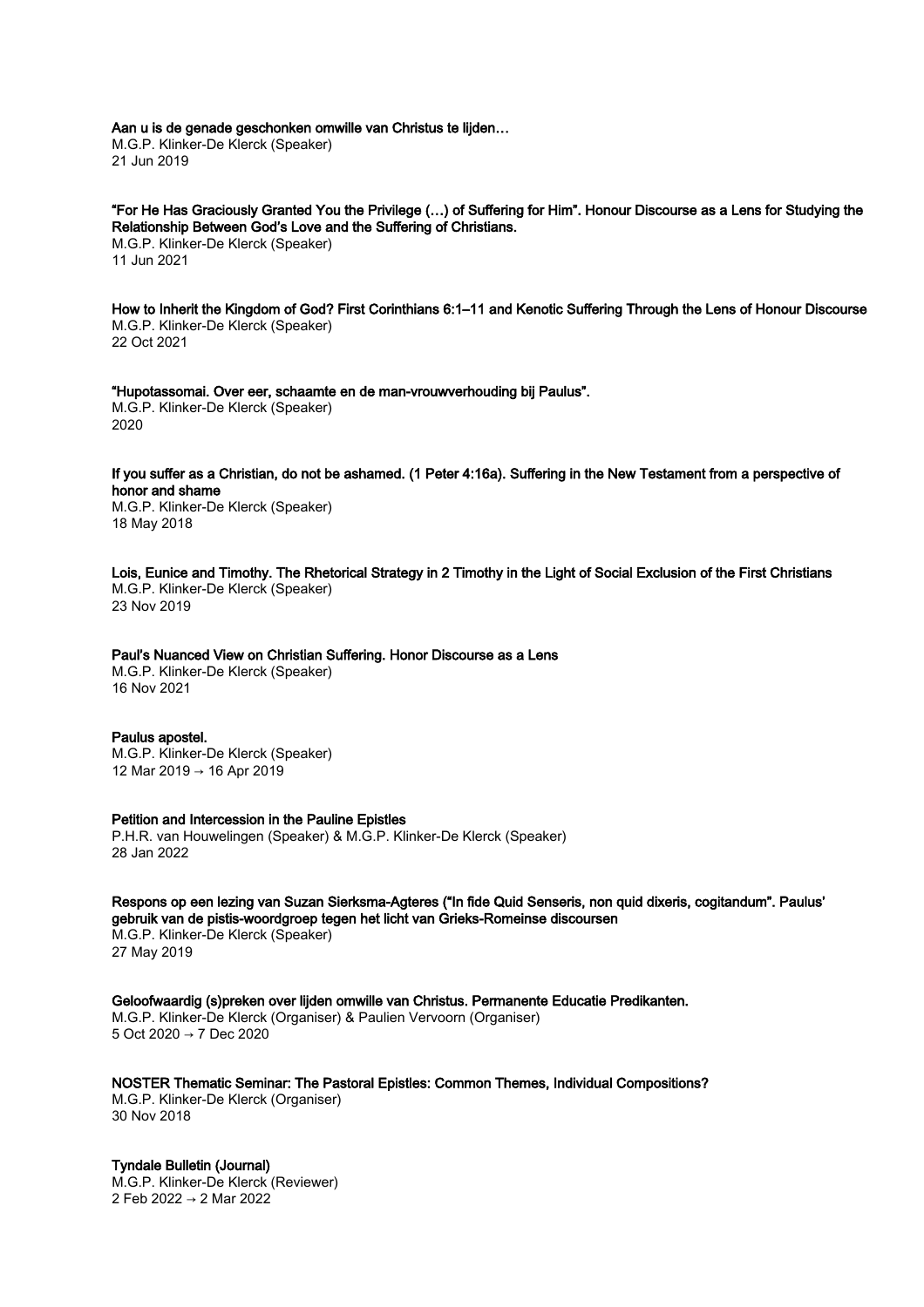**Aan u is de genade geschonken omwille van Christus te lijden…**
M.G.P. Klinker-De Klerck (Speaker)
21 Jun 2019

**"For He Has Graciously Granted You the Privilege (…) of Suffering for Him". Honour Discourse as a Lens for Studying the Relationship Between God's Love and the Suffering of Christians.**
M.G.P. Klinker-De Klerck (Speaker)
11 Jun 2021

**How to Inherit the Kingdom of God? First Corinthians 6:1–11 and Kenotic Suffering Through the Lens of Honour Discourse**
M.G.P. Klinker-De Klerck (Speaker)
22 Oct 2021

**"Hupotassomai. Over eer, schaamte en de man-vrouwverhouding bij Paulus".**
M.G.P. Klinker-De Klerck (Speaker)
2020

**If you suffer as a Christian, do not be ashamed. (1 Peter 4:16a). Suffering in the New Testament from a perspective of honor and shame**
M.G.P. Klinker-De Klerck (Speaker)
18 May 2018

**Lois, Eunice and Timothy. The Rhetorical Strategy in 2 Timothy in the Light of Social Exclusion of the First Christians**
M.G.P. Klinker-De Klerck (Speaker)
23 Nov 2019

**Paul's Nuanced View on Christian Suffering. Honor Discourse as a Lens**
M.G.P. Klinker-De Klerck (Speaker)
16 Nov 2021

**Paulus apostel.**
M.G.P. Klinker-De Klerck (Speaker)
12 Mar 2019 → 16 Apr 2019

**Petition and Intercession in the Pauline Epistles**
P.H.R. van Houwelingen (Speaker) & M.G.P. Klinker-De Klerck (Speaker)
28 Jan 2022

**Respons op een lezing van Suzan Sierksma-Agteres ("In fide Quid Senseris, non quid dixeris, cogitandum". Paulus' gebruik van de pistis-woordgroep tegen het licht van Grieks-Romeinse discoursen**
M.G.P. Klinker-De Klerck (Speaker)
27 May 2019

**Geloofwaardig (s)preken over lijden omwille van Christus. Permanente Educatie Predikanten.**
M.G.P. Klinker-De Klerck (Organiser) & Paulien Vervoorn (Organiser)
5 Oct 2020 → 7 Dec 2020

**NOSTER Thematic Seminar: The Pastoral Epistles: Common Themes, Individual Compositions?**
M.G.P. Klinker-De Klerck (Organiser)
30 Nov 2018

**Tyndale Bulletin (Journal)**
M.G.P. Klinker-De Klerck (Reviewer)
2 Feb 2022 → 2 Mar 2022